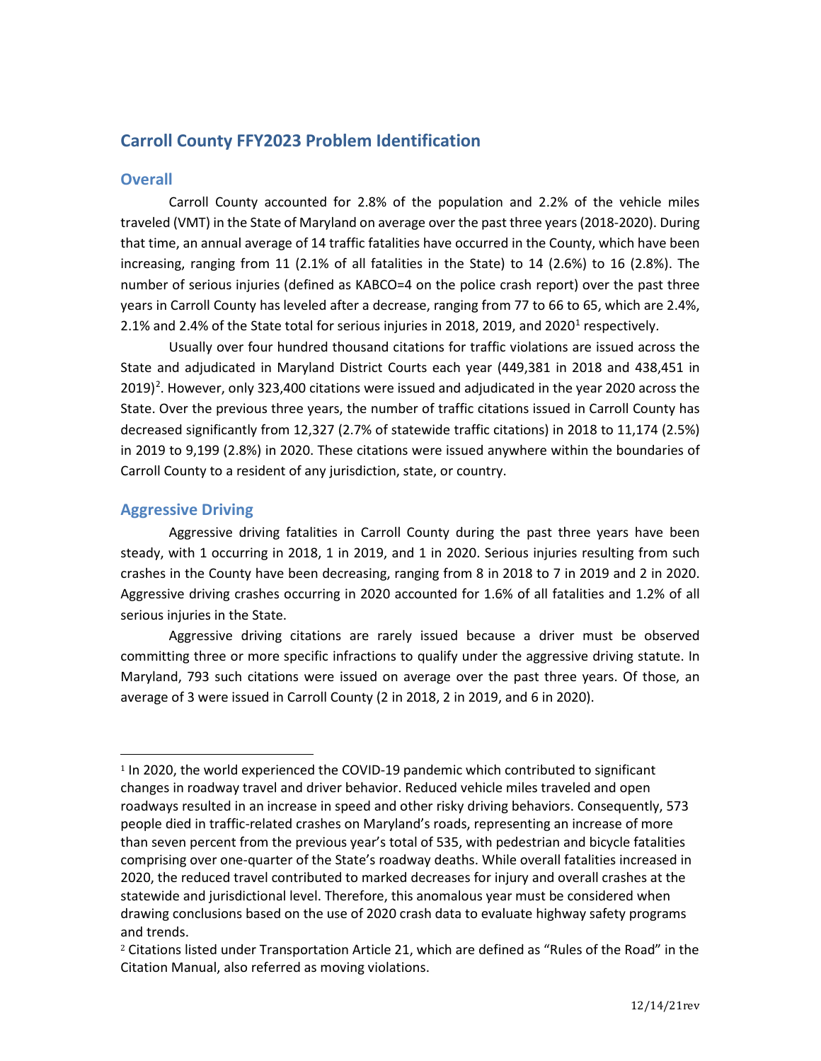# Carroll County FFY2023 Problem Identification

## Overall

Carroll County accounted for 2.8% of the population and 2.2% of the vehicle miles traveled (VMT) in the State of Maryland on average over the past three years (2018-2020). During that time, an annual average of 14 traffic fatalities have occurred in the County, which have been increasing, ranging from 11 (2.1% of all fatalities in the State) to 14 (2.6%) to 16 (2.8%). The number of serious injuries (defined as KABCO=4 on the police crash report) over the past three years in Carroll County has leveled after a decrease, ranging from 77 to 66 to 65, which are 2.4%, 2.1% and 2.4% of the State total for serious injuries in 2018, 2019, and 2020[1] respectively.

Usually over four hundred thousand citations for traffic violations are issued across the State and adjudicated in Maryland District Courts each year (449,381 in 2018 and 438,451 in 2019)[2]. However, only 323,400 citations were issued and adjudicated in the year 2020 across the State. Over the previous three years, the number of traffic citations issued in Carroll County has decreased significantly from 12,327 (2.7% of statewide traffic citations) in 2018 to 11,174 (2.5%) in 2019 to 9,199 (2.8%) in 2020. These citations were issued anywhere within the boundaries of Carroll County to a resident of any jurisdiction, state, or country.

## Aggressive Driving

Aggressive driving fatalities in Carroll County during the past three years have been steady, with 1 occurring in 2018, 1 in 2019, and 1 in 2020. Serious injuries resulting from such crashes in the County have been decreasing, ranging from 8 in 2018 to 7 in 2019 and 2 in 2020. Aggressive driving crashes occurring in 2020 accounted for 1.6% of all fatalities and 1.2% of all serious injuries in the State.

Aggressive driving citations are rarely issued because a driver must be observed committing three or more specific infractions to qualify under the aggressive driving statute. In Maryland, 793 such citations were issued on average over the past three years. Of those, an average of 3 were issued in Carroll County (2 in 2018, 2 in 2019, and 6 in 2020).

---

[1] In 2020, the world experienced the COVID-19 pandemic which contributed to significant changes in roadway travel and driver behavior. Reduced vehicle miles traveled and open roadways resulted in an increase in speed and other risky driving behaviors. Consequently, 573 people died in traffic-related crashes on Maryland's roads, representing an increase of more than seven percent from the previous year's total of 535, with pedestrian and bicycle fatalities comprising over one-quarter of the State's roadway deaths. While overall fatalities increased in 2020, the reduced travel contributed to marked decreases for injury and overall crashes at the statewide and jurisdictional level. Therefore, this anomalous year must be considered when drawing conclusions based on the use of 2020 crash data to evaluate highway safety programs and trends.

[2] Citations listed under Transportation Article 21, which are defined as "Rules of the Road" in the Citation Manual, also referred as moving violations.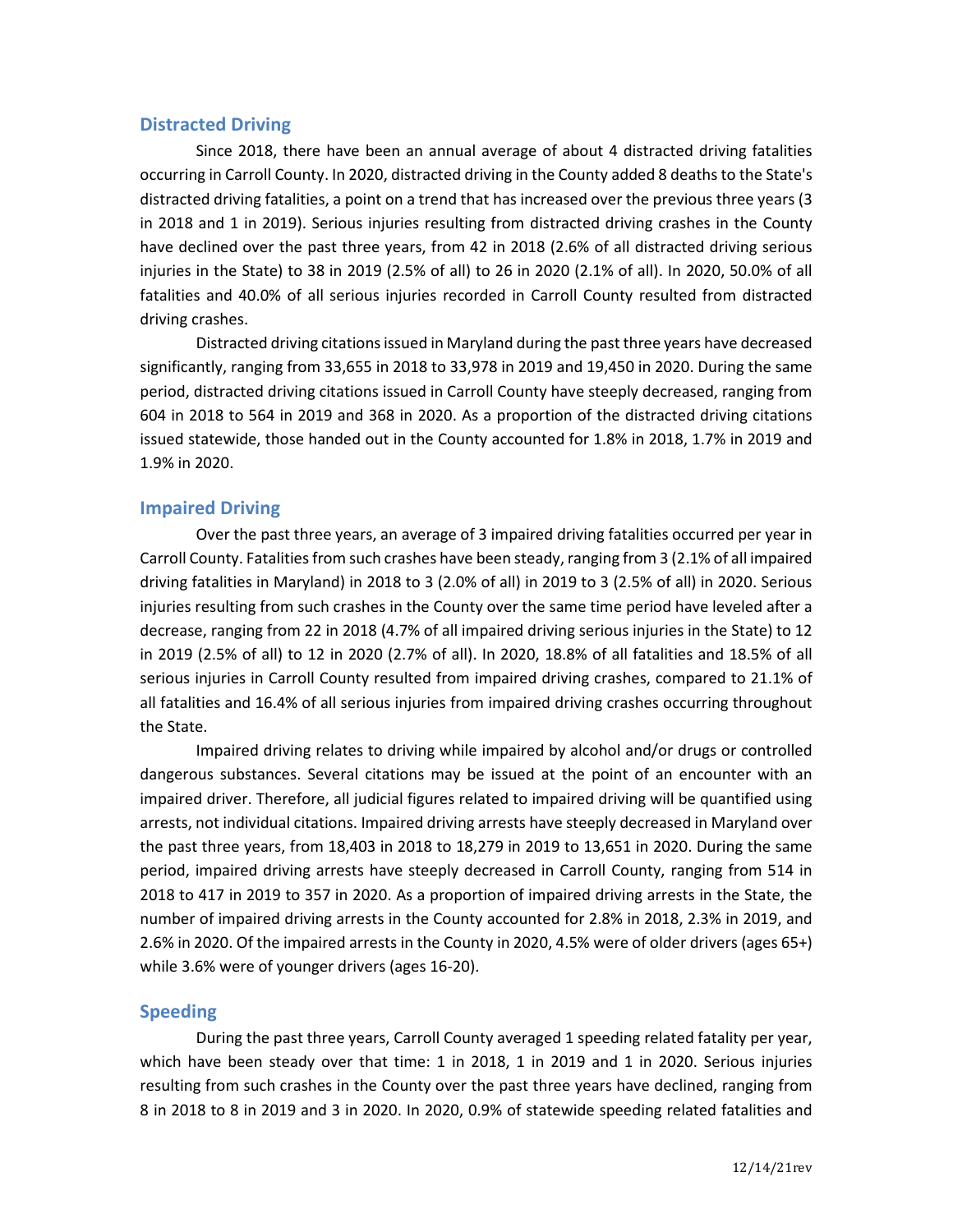## Distracted Driving

Since 2018, there have been an annual average of about 4 distracted driving fatalities occurring in Carroll County. In 2020, distracted driving in the County added 8 deaths to the State's distracted driving fatalities, a point on a trend that has increased over the previous three years (3 in 2018 and 1 in 2019). Serious injuries resulting from distracted driving crashes in the County have declined over the past three years, from 42 in 2018 (2.6% of all distracted driving serious injuries in the State) to 38 in 2019 (2.5% of all) to 26 in 2020 (2.1% of all). In 2020, 50.0% of all fatalities and 40.0% of all serious injuries recorded in Carroll County resulted from distracted driving crashes.

Distracted driving citations issued in Maryland during the past three years have decreased significantly, ranging from 33,655 in 2018 to 33,978 in 2019 and 19,450 in 2020. During the same period, distracted driving citations issued in Carroll County have steeply decreased, ranging from 604 in 2018 to 564 in 2019 and 368 in 2020. As a proportion of the distracted driving citations issued statewide, those handed out in the County accounted for 1.8% in 2018, 1.7% in 2019 and 1.9% in 2020.

## Impaired Driving

Over the past three years, an average of 3 impaired driving fatalities occurred per year in Carroll County. Fatalities from such crashes have been steady, ranging from 3 (2.1% of all impaired driving fatalities in Maryland) in 2018 to 3 (2.0% of all) in 2019 to 3 (2.5% of all) in 2020. Serious injuries resulting from such crashes in the County over the same time period have leveled after a decrease, ranging from 22 in 2018 (4.7% of all impaired driving serious injuries in the State) to 12 in 2019 (2.5% of all) to 12 in 2020 (2.7% of all). In 2020, 18.8% of all fatalities and 18.5% of all serious injuries in Carroll County resulted from impaired driving crashes, compared to 21.1% of all fatalities and 16.4% of all serious injuries from impaired driving crashes occurring throughout the State.

Impaired driving relates to driving while impaired by alcohol and/or drugs or controlled dangerous substances. Several citations may be issued at the point of an encounter with an impaired driver. Therefore, all judicial figures related to impaired driving will be quantified using arrests, not individual citations. Impaired driving arrests have steeply decreased in Maryland over the past three years, from 18,403 in 2018 to 18,279 in 2019 to 13,651 in 2020. During the same period, impaired driving arrests have steeply decreased in Carroll County, ranging from 514 in 2018 to 417 in 2019 to 357 in 2020. As a proportion of impaired driving arrests in the State, the number of impaired driving arrests in the County accounted for 2.8% in 2018, 2.3% in 2019, and 2.6% in 2020. Of the impaired arrests in the County in 2020, 4.5% were of older drivers (ages 65+) while 3.6% were of younger drivers (ages 16-20).

## Speeding

During the past three years, Carroll County averaged 1 speeding related fatality per year, which have been steady over that time: 1 in 2018, 1 in 2019 and 1 in 2020. Serious injuries resulting from such crashes in the County over the past three years have declined, ranging from 8 in 2018 to 8 in 2019 and 3 in 2020. In 2020, 0.9% of statewide speeding related fatalities and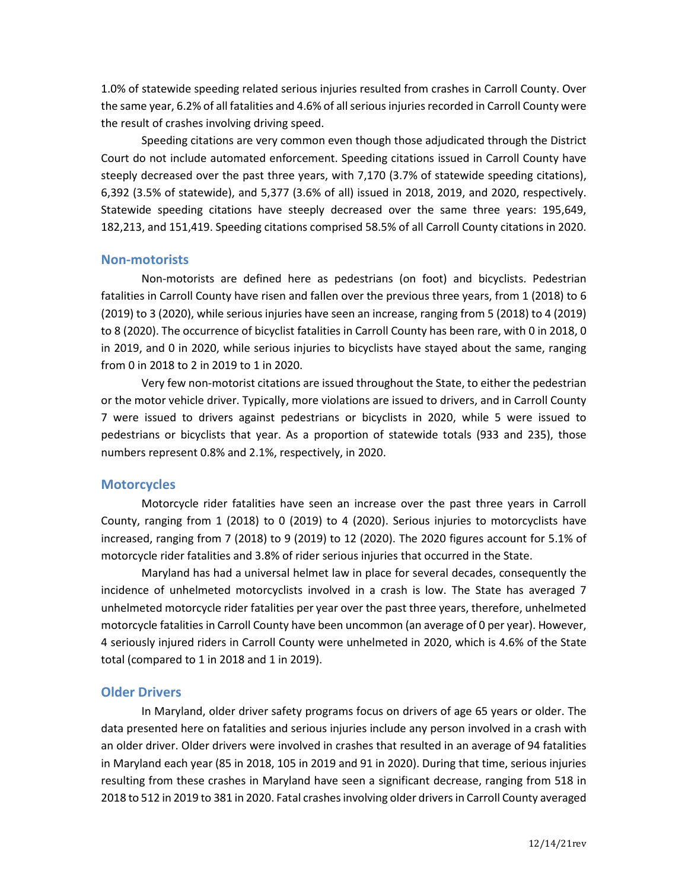1.0% of statewide speeding related serious injuries resulted from crashes in Carroll County. Over the same year, 6.2% of all fatalities and 4.6% of all serious injuries recorded in Carroll County were the result of crashes involving driving speed.

Speeding citations are very common even though those adjudicated through the District Court do not include automated enforcement. Speeding citations issued in Carroll County have steeply decreased over the past three years, with 7,170 (3.7% of statewide speeding citations), 6,392 (3.5% of statewide), and 5,377 (3.6% of all) issued in 2018, 2019, and 2020, respectively. Statewide speeding citations have steeply decreased over the same three years: 195,649, 182,213, and 151,419. Speeding citations comprised 58.5% of all Carroll County citations in 2020.

## Non-motorists

Non-motorists are defined here as pedestrians (on foot) and bicyclists. Pedestrian fatalities in Carroll County have risen and fallen over the previous three years, from 1 (2018) to 6 (2019) to 3 (2020), while serious injuries have seen an increase, ranging from 5 (2018) to 4 (2019) to 8 (2020). The occurrence of bicyclist fatalities in Carroll County has been rare, with 0 in 2018, 0 in 2019, and 0 in 2020, while serious injuries to bicyclists have stayed about the same, ranging from 0 in 2018 to 2 in 2019 to 1 in 2020.

Very few non-motorist citations are issued throughout the State, to either the pedestrian or the motor vehicle driver. Typically, more violations are issued to drivers, and in Carroll County 7 were issued to drivers against pedestrians or bicyclists in 2020, while 5 were issued to pedestrians or bicyclists that year. As a proportion of statewide totals (933 and 235), those numbers represent 0.8% and 2.1%, respectively, in 2020.

## Motorcycles

Motorcycle rider fatalities have seen an increase over the past three years in Carroll County, ranging from 1 (2018) to 0 (2019) to 4 (2020). Serious injuries to motorcyclists have increased, ranging from 7 (2018) to 9 (2019) to 12 (2020). The 2020 figures account for 5.1% of motorcycle rider fatalities and 3.8% of rider serious injuries that occurred in the State.

Maryland has had a universal helmet law in place for several decades, consequently the incidence of unhelmeted motorcyclists involved in a crash is low. The State has averaged 7 unhelmeted motorcycle rider fatalities per year over the past three years, therefore, unhelmeted motorcycle fatalities in Carroll County have been uncommon (an average of 0 per year). However, 4 seriously injured riders in Carroll County were unhelmeted in 2020, which is 4.6% of the State total (compared to 1 in 2018 and 1 in 2019).

## Older Drivers

In Maryland, older driver safety programs focus on drivers of age 65 years or older. The data presented here on fatalities and serious injuries include any person involved in a crash with an older driver. Older drivers were involved in crashes that resulted in an average of 94 fatalities in Maryland each year (85 in 2018, 105 in 2019 and 91 in 2020). During that time, serious injuries resulting from these crashes in Maryland have seen a significant decrease, ranging from 518 in 2018 to 512 in 2019 to 381 in 2020. Fatal crashes involving older drivers in Carroll County averaged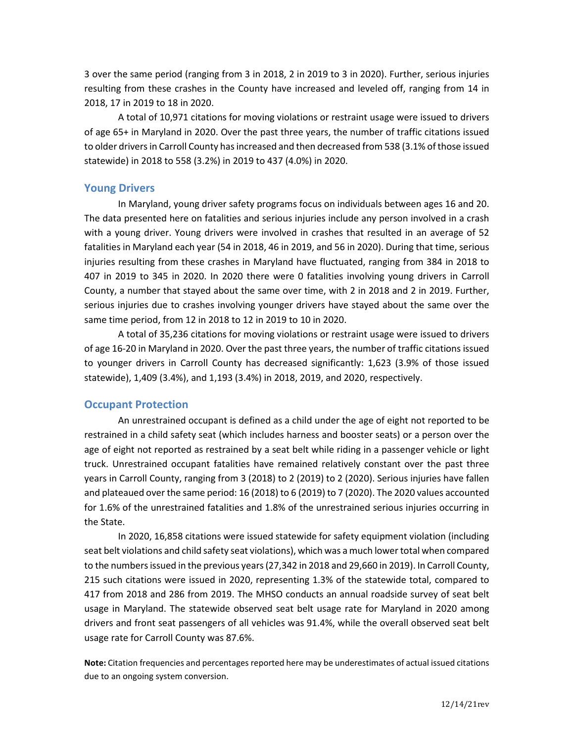3 over the same period (ranging from 3 in 2018, 2 in 2019 to 3 in 2020). Further, serious injuries resulting from these crashes in the County have increased and leveled off, ranging from 14 in 2018, 17 in 2019 to 18 in 2020.

A total of 10,971 citations for moving violations or restraint usage were issued to drivers of age 65+ in Maryland in 2020. Over the past three years, the number of traffic citations issued to older drivers in Carroll County has increased and then decreased from 538 (3.1% of those issued statewide) in 2018 to 558 (3.2%) in 2019 to 437 (4.0%) in 2020.

## Young Drivers

In Maryland, young driver safety programs focus on individuals between ages 16 and 20. The data presented here on fatalities and serious injuries include any person involved in a crash with a young driver. Young drivers were involved in crashes that resulted in an average of 52 fatalities in Maryland each year (54 in 2018, 46 in 2019, and 56 in 2020). During that time, serious injuries resulting from these crashes in Maryland have fluctuated, ranging from 384 in 2018 to 407 in 2019 to 345 in 2020. In 2020 there were 0 fatalities involving young drivers in Carroll County, a number that stayed about the same over time, with 2 in 2018 and 2 in 2019. Further, serious injuries due to crashes involving younger drivers have stayed about the same over the same time period, from 12 in 2018 to 12 in 2019 to 10 in 2020.

A total of 35,236 citations for moving violations or restraint usage were issued to drivers of age 16-20 in Maryland in 2020. Over the past three years, the number of traffic citations issued to younger drivers in Carroll County has decreased significantly: 1,623 (3.9% of those issued statewide), 1,409 (3.4%), and 1,193 (3.4%) in 2018, 2019, and 2020, respectively.

## Occupant Protection

An unrestrained occupant is defined as a child under the age of eight not reported to be restrained in a child safety seat (which includes harness and booster seats) or a person over the age of eight not reported as restrained by a seat belt while riding in a passenger vehicle or light truck. Unrestrained occupant fatalities have remained relatively constant over the past three years in Carroll County, ranging from 3 (2018) to 2 (2019) to 2 (2020). Serious injuries have fallen and plateaued over the same period: 16 (2018) to 6 (2019) to 7 (2020). The 2020 values accounted for 1.6% of the unrestrained fatalities and 1.8% of the unrestrained serious injuries occurring in the State.

In 2020, 16,858 citations were issued statewide for safety equipment violation (including seat belt violations and child safety seat violations), which was a much lower total when compared to the numbers issued in the previous years (27,342 in 2018 and 29,660 in 2019). In Carroll County, 215 such citations were issued in 2020, representing 1.3% of the statewide total, compared to 417 from 2018 and 286 from 2019. The MHSO conducts an annual roadside survey of seat belt usage in Maryland. The statewide observed seat belt usage rate for Maryland in 2020 among drivers and front seat passengers of all vehicles was 91.4%, while the overall observed seat belt usage rate for Carroll County was 87.6%.

**Note:** Citation frequencies and percentages reported here may be underestimates of actual issued citations due to an ongoing system conversion.

12/14/21rev